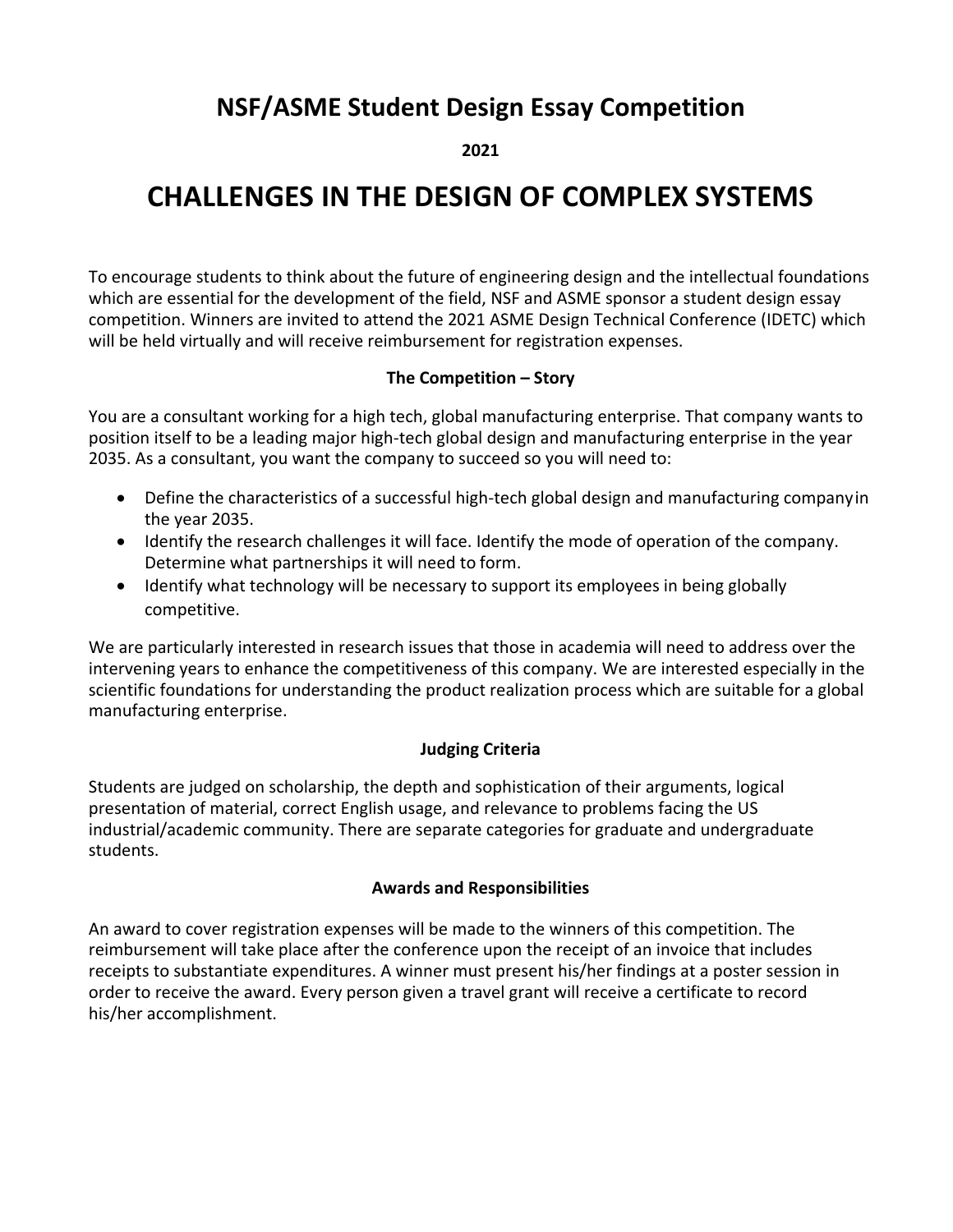# NSF/ASME Student Design Essay Competition

**2021**

# CHALLENGES IN THE DESIGN OF COMPLEX SYSTEMS

To encourage students to think about the future of engineering design and the intellectual foundations which are essential for the development of the field, NSF and ASME sponsor a student design essay competition. Winners are invited to attend the 2021 ASME Design Technical Conference (IDETC) which will be held virtually and will receive reimbursement for registration expenses.

### The Competition – Story

You are a consultant working for a high tech, global manufacturing enterprise. That company wants to position itself to be a leading major high-tech global design and manufacturing enterprise in the year 2035. As a consultant, you want the company to succeed so you will need to:

- Define the characteristics of a successful high-tech global design and manufacturing company in the year 2035.
- Identify the research challenges it will face. Identify the mode of operation of the company. Determine what partnerships it will need to form.
- Identify what technology will be necessary to support its employees in being globally competitive.

We are particularly interested in research issues that those in academia will need to address over the intervening years to enhance the competitiveness of this company. We are interested especially in the scientific foundations for understanding the product realization process which are suitable for a global manufacturing enterprise.

### Judging Criteria

Students are judged on scholarship, the depth and sophistication of their arguments, logical presentation of material, correct English usage, and relevance to problems facing the US industrial/academic community. There are separate categories for graduate and undergraduate students.

### Awards and Responsibilities

An award to cover registration expenses will be made to the winners of this competition. The reimbursement will take place after the conference upon the receipt of an invoice that includes receipts to substantiate expenditures. A winner must present his/her findings at a poster session in order to receive the award. Every person given a travel grant will receive a certificate to record his/her accomplishment.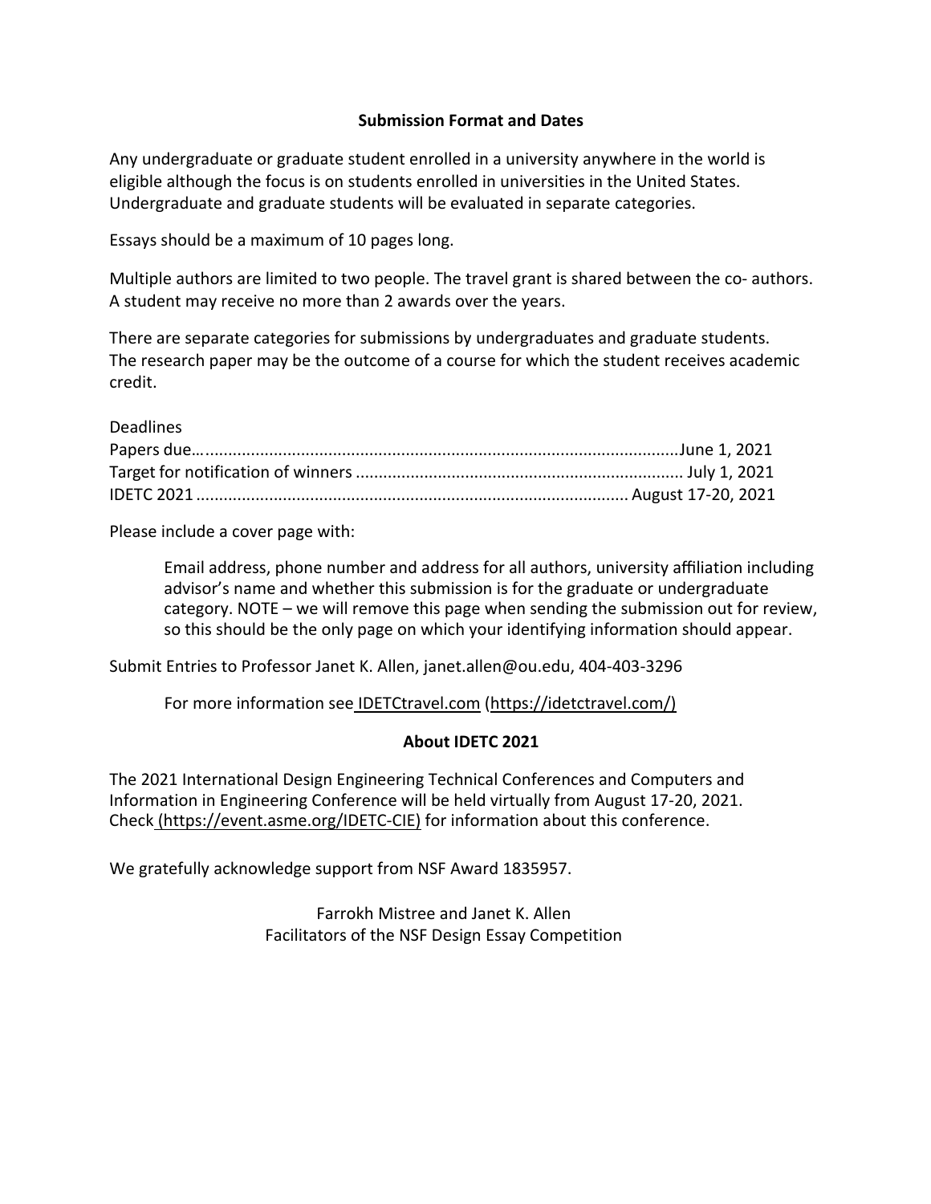## Submission Format and Dates

Any undergraduate or graduate student enrolled in a university anywhere in the world is eligible although the focus is on students enrolled in universities in the United States. Undergraduate and graduate students will be evaluated in separate categories.

Essays should be a maximum of 10 pages long.

Multiple authors are limited to two people. The travel grant is shared between the co- authors. A student may receive no more than 2 awards over the years.

There are separate categories for submissions by undergraduates and graduate students. The research paper may be the outcome of a course for which the student receives academic credit.

Deadlines

Papers due…......................................................................................................June 1, 2021
Target for notification of winners ....................................................................... July 1, 2021
IDETC 2021 ............................................................................................. August 17-20, 2021

Please include a cover page with:

> Email address, phone number and address for all authors, university affiliation including advisor's name and whether this submission is for the graduate or undergraduate category. NOTE – we will remove this page when sending the submission out for review, so this should be the only page on which your identifying information should appear.

Submit Entries to Professor Janet K. Allen, janet.allen@ou.edu, 404-403-3296

> For more information see IDETCtravel.com (https://idetctravel.com/)

## About IDETC 2021

The 2021 International Design Engineering Technical Conferences and Computers and Information in Engineering Conference will be held virtually from August 17-20, 2021. Check (https://event.asme.org/IDETC-CIE) for information about this conference.

We gratefully acknowledge support from NSF Award 1835957.

Farrokh Mistree and Janet K. Allen
Facilitators of the NSF Design Essay Competition